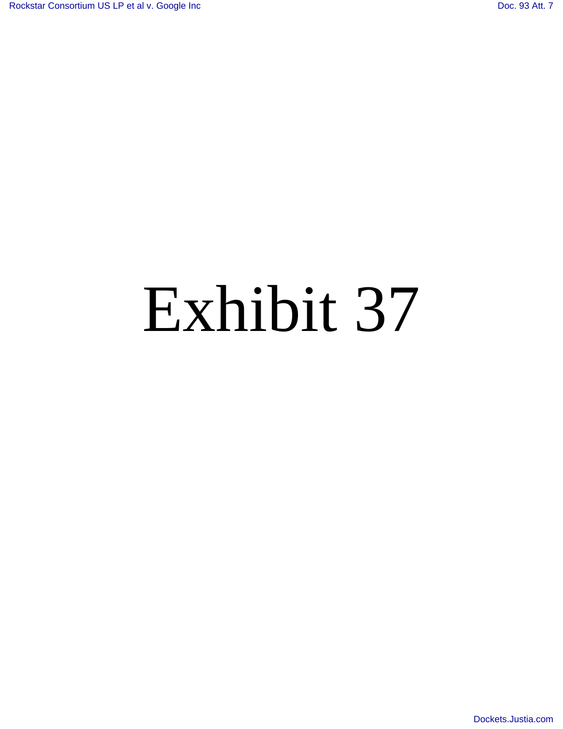# Exhibit 37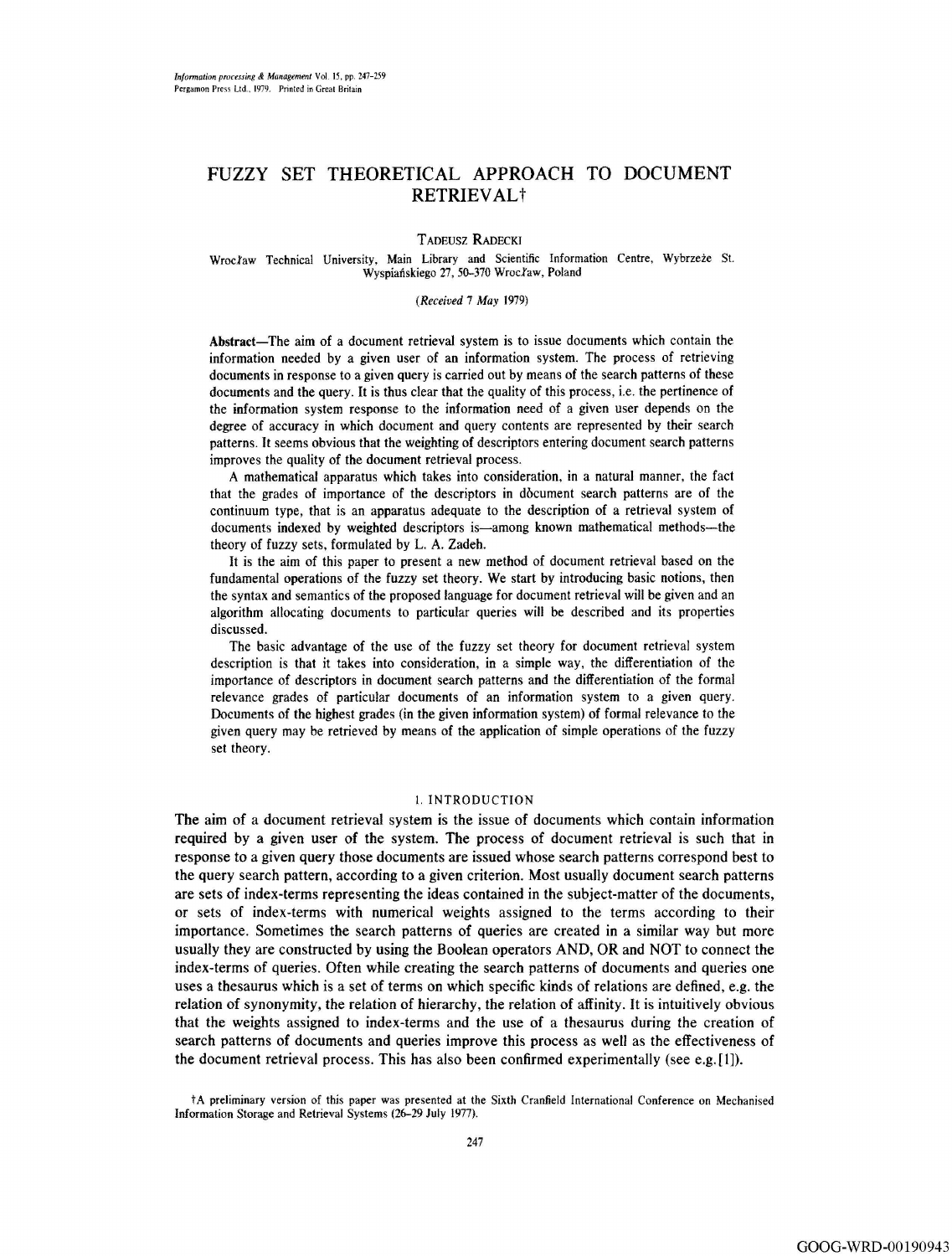# FUZZY SET THEORETICAL APPROACH TO DOCUMENT RETRIEVAL†

Tadeusz Radecki

Wrocław Technical University, Main Library and Scientific Information Centre, Wybrzeże St. Wyspiańskiego 27, 50-370 Wrocław, Poland

*(Received 7 May 1979)*

**Abstract**—The aim of a document retrieval system is to issue documents which contain the information needed by a given user of an information system. The process of retrieving documents in response to a given query is carried out by means of the search patterns of these documents and the query. It is thus clear that the quality of this process, i.e. the pertinence of the information system response to the information need of a given user depends on the degree of accuracy in which document and query contents are represented by their search patterns. It seems obvious that the weighting of descriptors entering document search patterns improves the quality of the document retrieval process.

A mathematical apparatus which takes into consideration, in a natural manner, the fact that the grades of importance of the descriptors in document search patterns are of the continuum type, that is an apparatus adequate to the description of a retrieval system of documents indexed by weighted descriptors is—among known mathematical methods—the theory of fuzzy sets, formulated by L. A. Zadeh.

It is the aim of this paper to present a new method of document retrieval based on the fundamental operations of the fuzzy set theory. We start by introducing basic notions, then the syntax and semantics of the proposed language for document retrieval will be given and an algorithm allocating documents to particular queries will be described and its properties discussed.

The basic advantage of the use of the fuzzy set theory for document retrieval system description is that it takes into consideration, in a simple way, the differentiation of the importance of descriptors in document search patterns and the differentiation of the formal relevance grades of particular documents of an information system to a given query. Documents of the highest grades (in the given information system) of formal relevance to the given query may be retrieved by means of the application of simple operations of the fuzzy set theory.

## 1. INTRODUCTION

The aim of a document retrieval system is the issue of documents which contain information required by a given user of the system. The process of document retrieval is such that in response to a given query those documents are issued whose search patterns correspond best to the query search pattern, according to a given criterion. Most usually document search patterns are sets of index-terms representing the ideas contained in the subject-matter of the documents, or sets of index-terms with numerical weights assigned to the terms according to their importance. Sometimes the search patterns of queries are created in a similar way but more usually they are constructed by using the Boolean operators AND, OR and NOT to connect the index-terms of queries. Often while creating the search patterns of documents and queries one uses a thesaurus which is a set of terms on which specific kinds of relations are defined, e.g. the relation of synonymity, the relation of hierarchy, the relation of affinity. It is intuitively obvious that the weights assigned to index-terms and the use of a thesaurus during the creation of search patterns of documents and queries improve this process as well as the effectiveness of the document retrieval process. This has also been confirmed experimentally (see e.g. [1]).

†A preliminary version of this paper was presented at the Sixth Cranfield International Conference on Mechanised Information Storage and Retrieval Systems (26–29 July 1977).

GOOG-WRD-00190943